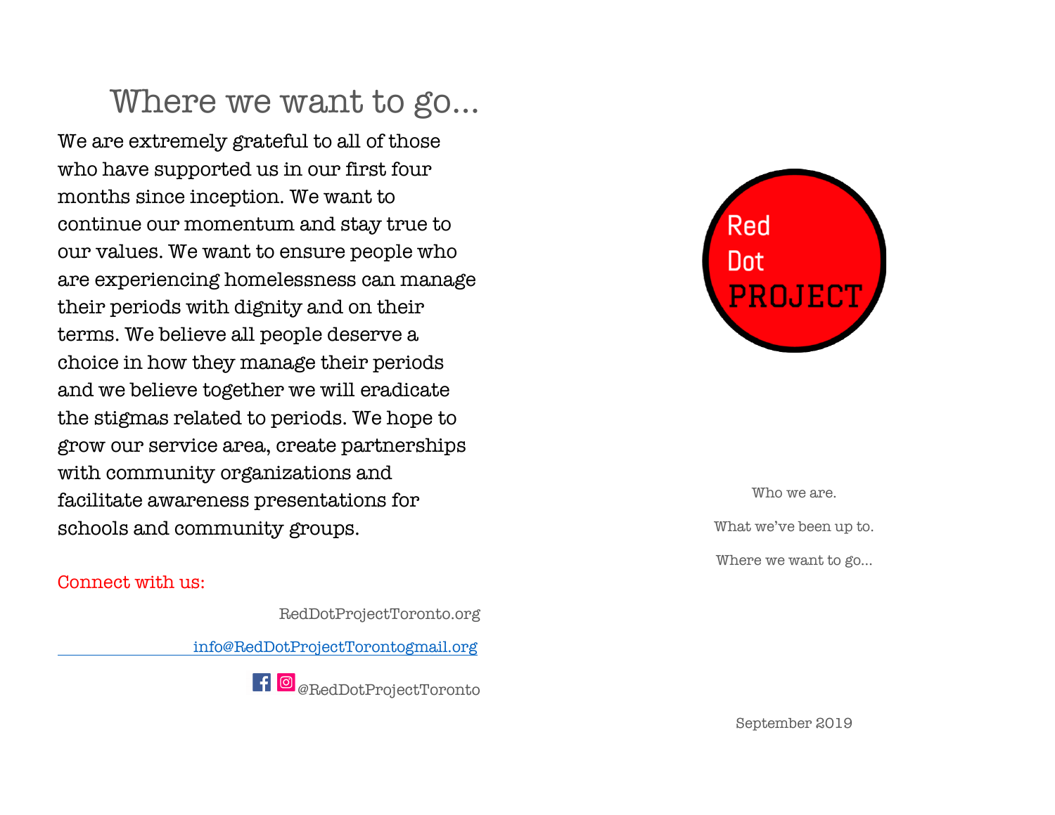# Where we want to go...

We are extremely grateful to all of those who have supported us in our first four months since inception. We want to continue our momentum and stay true to our values. We want to ensure people who are experiencing homelessness can manage their periods with dignity and on their terms. We believe all people deserve a choice in how they manage their periods and we believe together we will eradicate the stigmas related to periods. We hope to grow our service area, create partnerships with community organizations and facilitate awareness presentations for schools and community groups.

Connect with us:

RedDotProjectToronto.org

info@RedDotProjectTorontogmail.org

@RedDotProjectToronto

Red Dot PROJECT

Who we are.

What we've been up to.

Where we want to go...

September 2019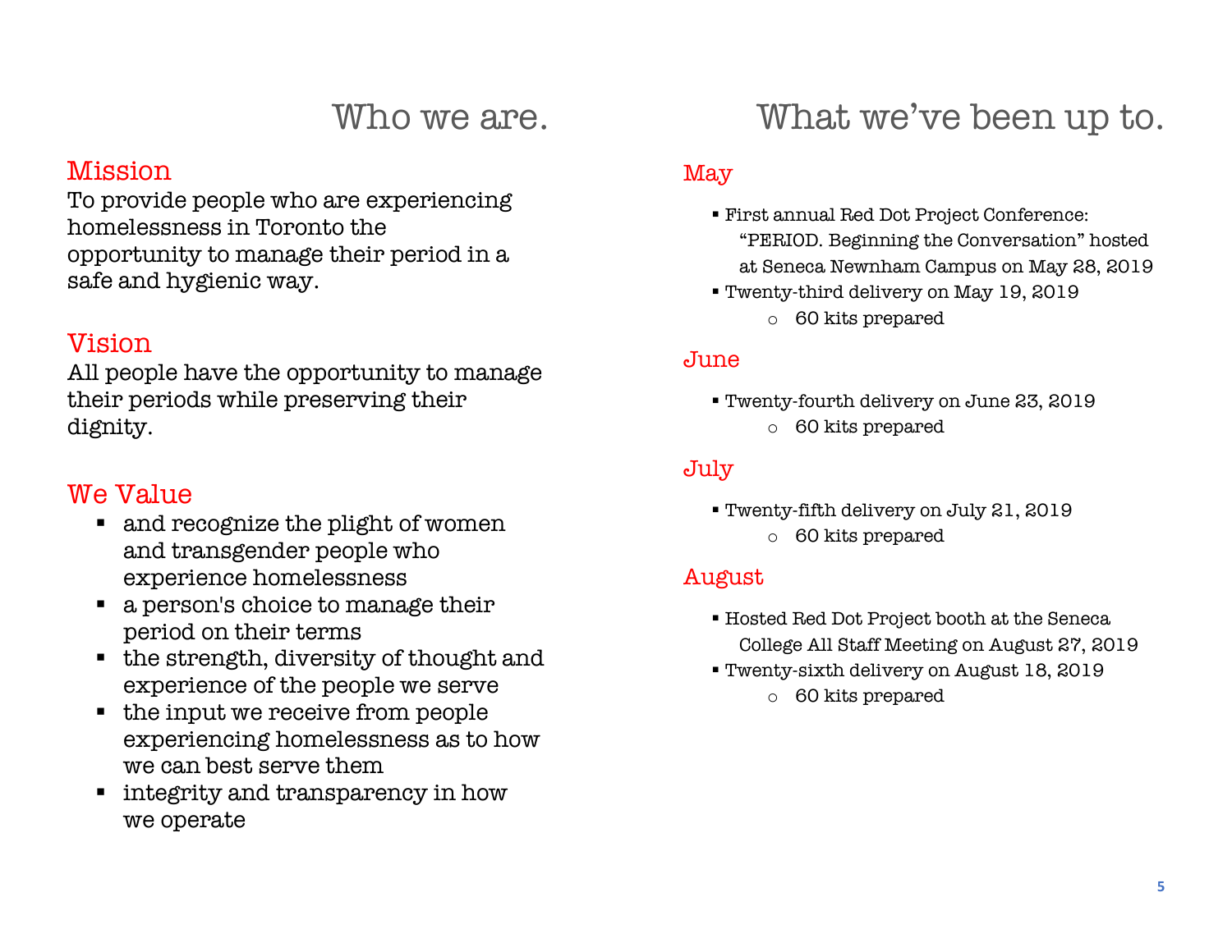# Who we are.

## Mission

To provide people who are experiencing homelessness in Toronto the opportunity to manage their period in a safe and hygienic way.

## Vision

All people have the opportunity to manage their periods while preserving their dignity.

## We Value

- and recognize the plight of women and transgender people who experience homelessness
- a person's choice to manage their period on their terms
- the strength, diversity of thought and experience of the people we serve
- the input we receive from people experiencing homelessness as to how we can best serve them
- integrity and transparency in how we operate

# What we've been up to.

## May

- First annual Red Dot Project Conference: "PERIOD. Beginning the Conversation" hosted at Seneca Newnham Campus on May 28, 2019
- Twenty-third delivery on May 19, 2019
  - 60 kits prepared

## June

- Twenty-fourth delivery on June 23, 2019
  - 60 kits prepared

## July

- Twenty-fifth delivery on July 21, 2019
  - 60 kits prepared

## August

- Hosted Red Dot Project booth at the Seneca College All Staff Meeting on August 27, 2019
- Twenty-sixth delivery on August 18, 2019
  - 60 kits prepared